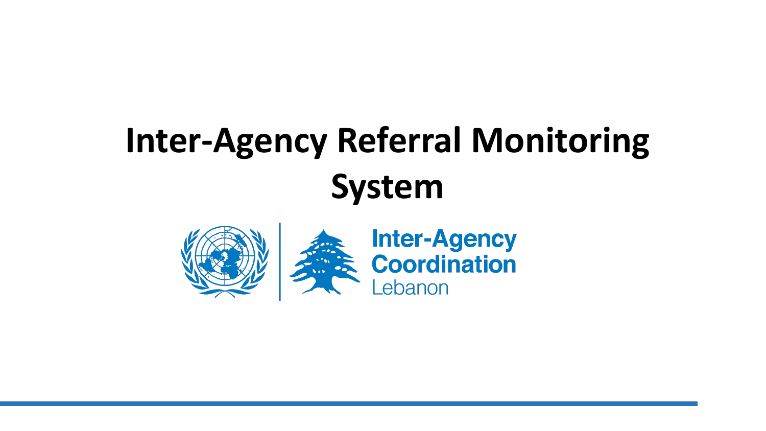# Inter-Agency Referral Monitoring System

Inter-Agency Coordination Lebanon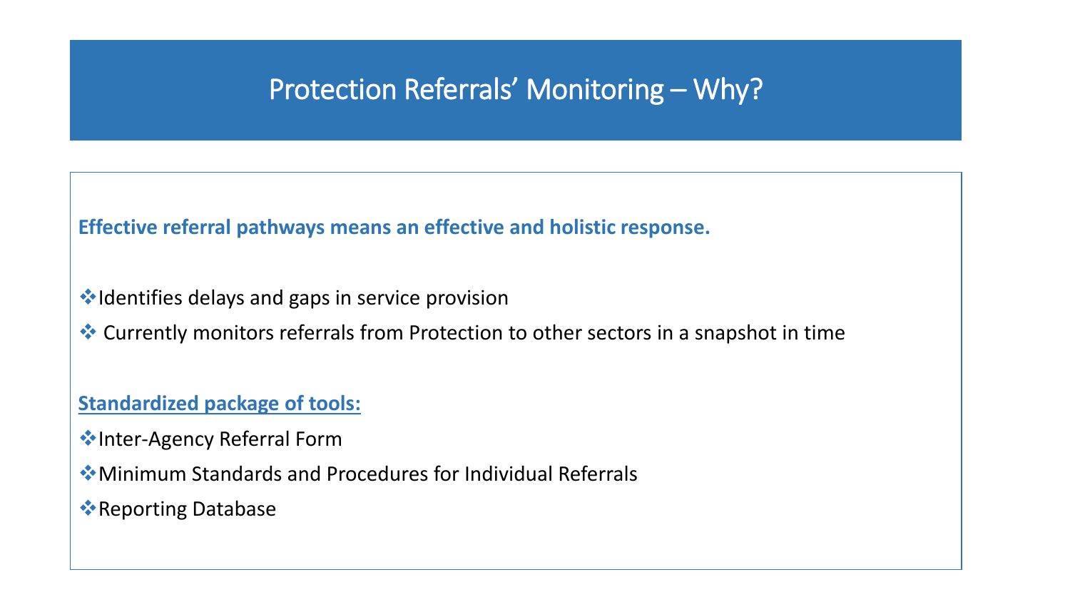# Protection Referrals' Monitoring – Why?

**Effective referral pathways means an effective and holistic response.**

- Identifies delays and gaps in service provision
- Currently monitors referrals from Protection to other sectors in a snapshot in time

**Standardized package of tools:**

- Inter-Agency Referral Form
- Minimum Standards and Procedures for Individual Referrals
- Reporting Database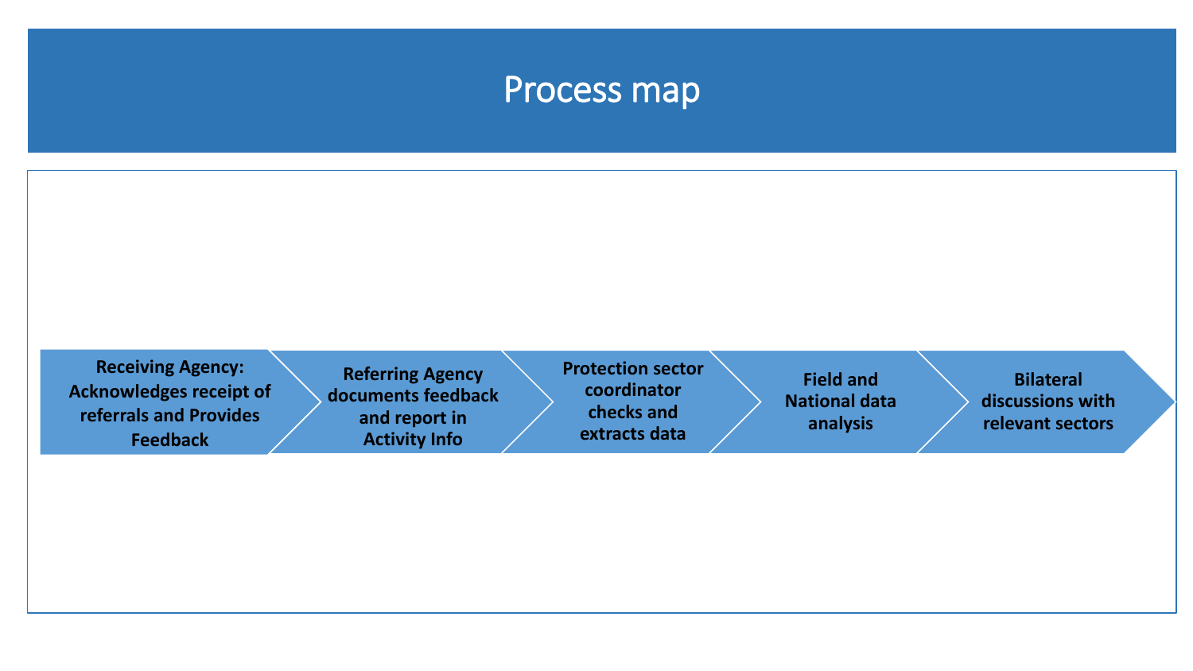# Process map

1. **Receiving Agency: Acknowledges receipt of referrals and Provides Feedback**
2. **Referring Agency documents feedback and report in Activity Info**
3. **Protection sector coordinator checks and extracts data**
4. **Field and National data analysis**
5. **Bilateral discussions with relevant sectors**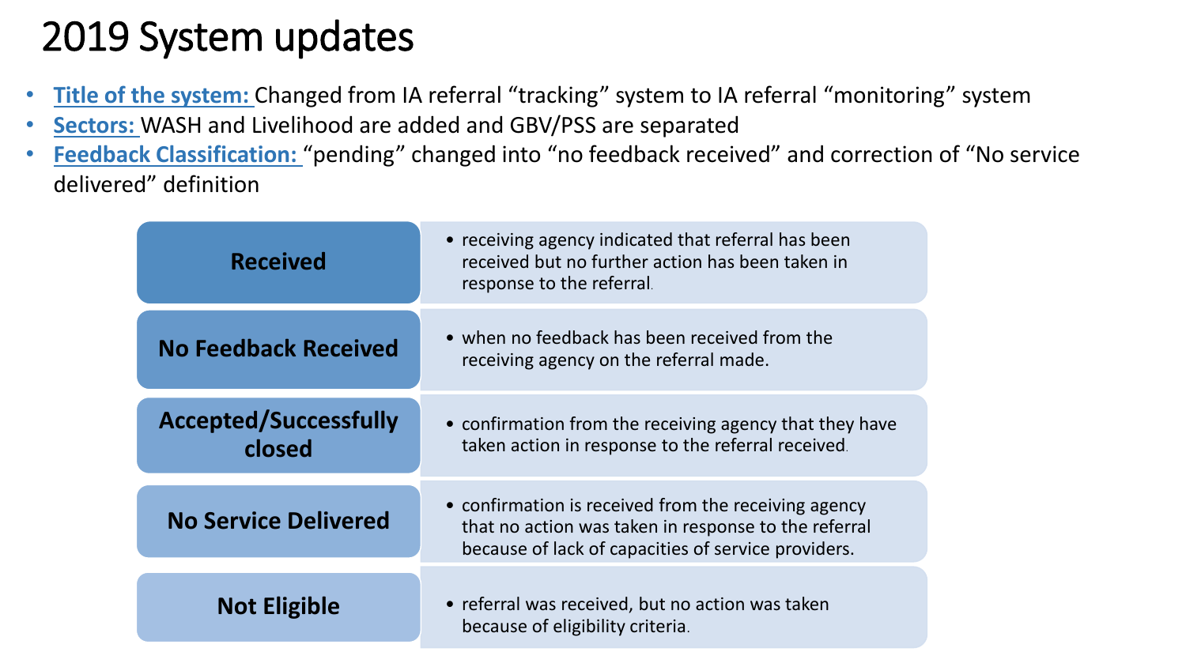# 2019 System updates

- **Title of the system:** Changed from IA referral "tracking" system to IA referral "monitoring" system
- **Sectors:** WASH and Livelihood are added and GBV/PSS are separated
- **Feedback Classification:** "pending" changed into "no feedback received" and correction of "No service delivered" definition

| Classification | Definition |
| --- | --- |
| **Received** | • receiving agency indicated that referral has been received but no further action has been taken in response to the referral. |
| **No Feedback Received** | • when no feedback has been received from the receiving agency on the referral made. |
| **Accepted/Successfully closed** | • confirmation from the receiving agency that they have taken action in response to the referral received. |
| **No Service Delivered** | • confirmation is received from the receiving agency that no action was taken in response to the referral because of lack of capacities of service providers. |
| **Not Eligible** | • referral was received, but no action was taken because of eligibility criteria. |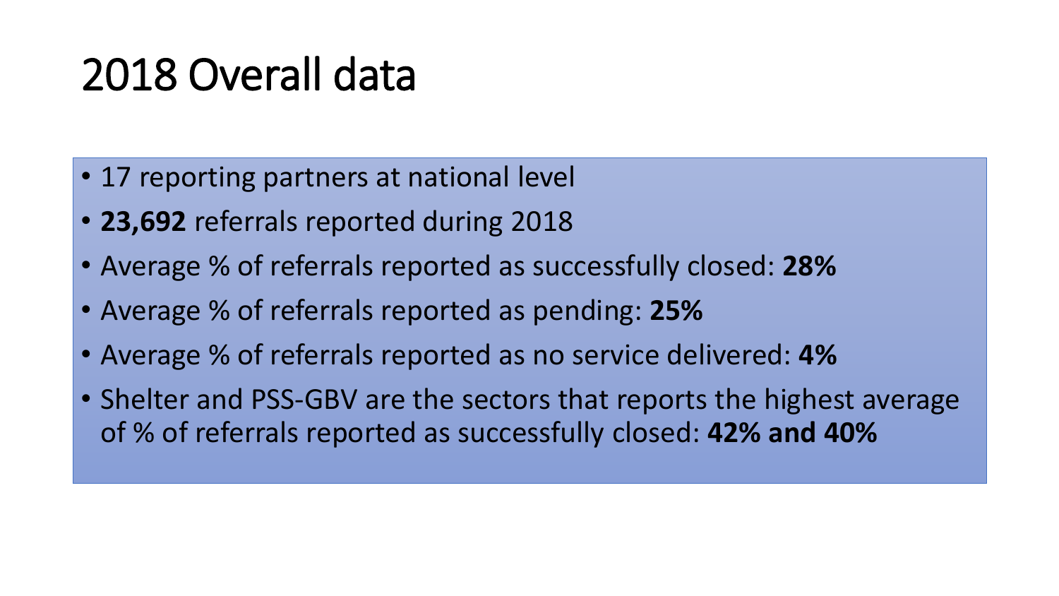# 2018 Overall data

- 17 reporting partners at national level
- **23,692** referrals reported during 2018
- Average % of referrals reported as successfully closed: **28%**
- Average % of referrals reported as pending: **25%**
- Average % of referrals reported as no service delivered: **4%**
- Shelter and PSS-GBV are the sectors that reports the highest average of % of referrals reported as successfully closed: **42% and 40%**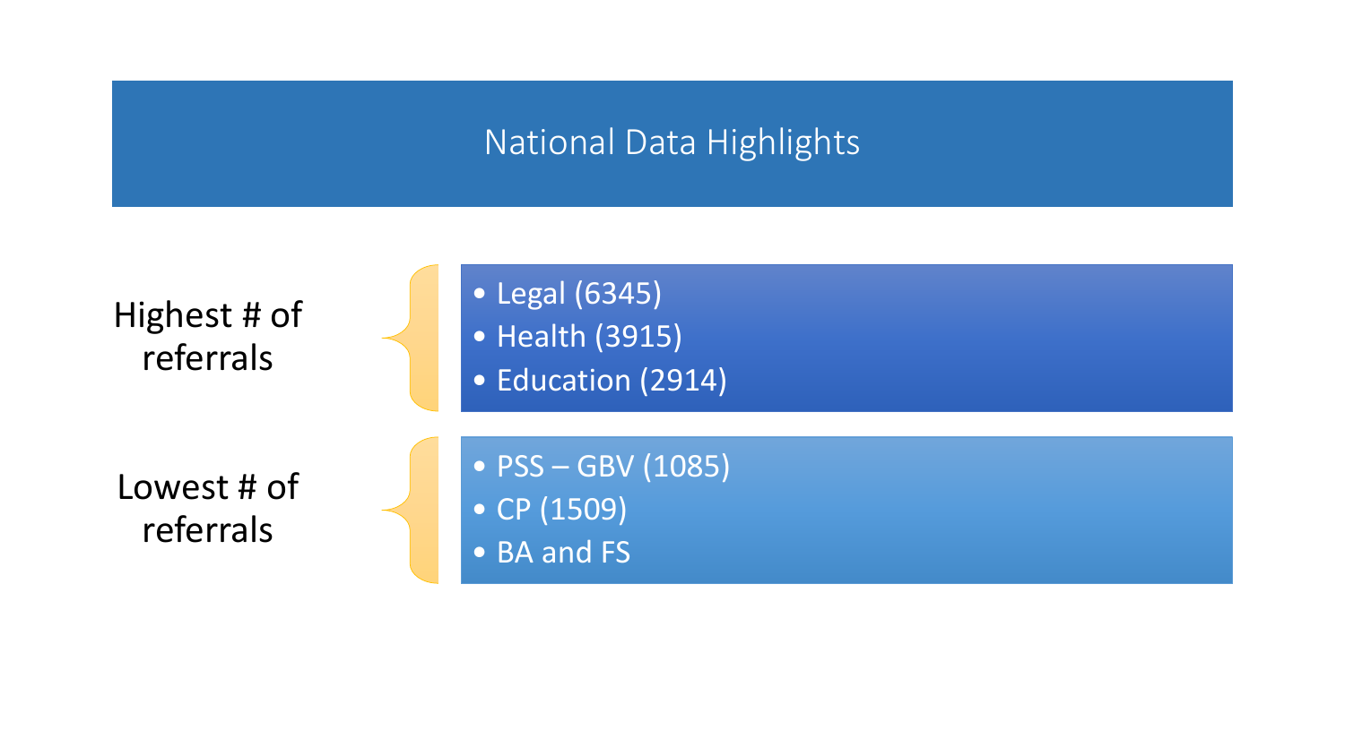# National Data Highlights

**Highest # of referrals**

- Legal (6345)
- Health (3915)
- Education (2914)

**Lowest # of referrals**

- PSS – GBV (1085)
- CP (1509)
- BA and FS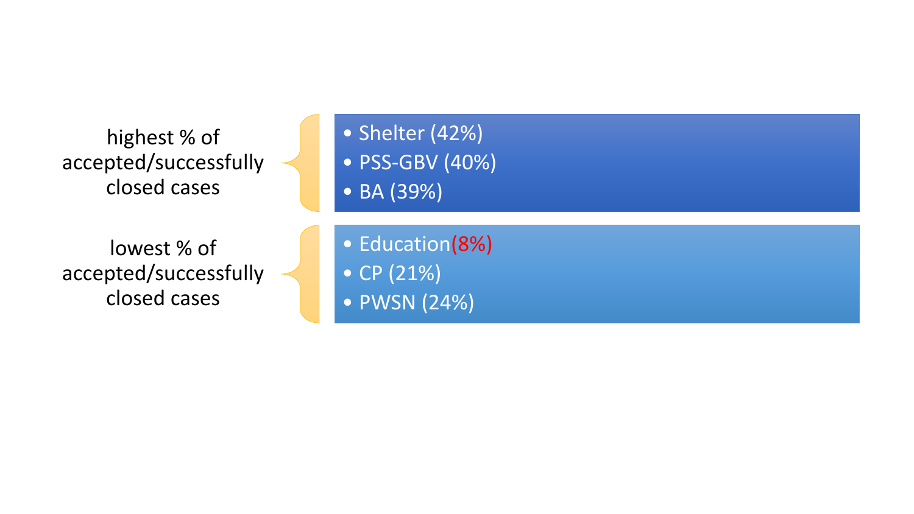highest % of accepted/successfully closed cases

- Shelter (42%)
- PSS-GBV (40%)
- BA (39%)

lowest % of accepted/successfully closed cases

- Education(8%)
- CP (21%)
- PWSN (24%)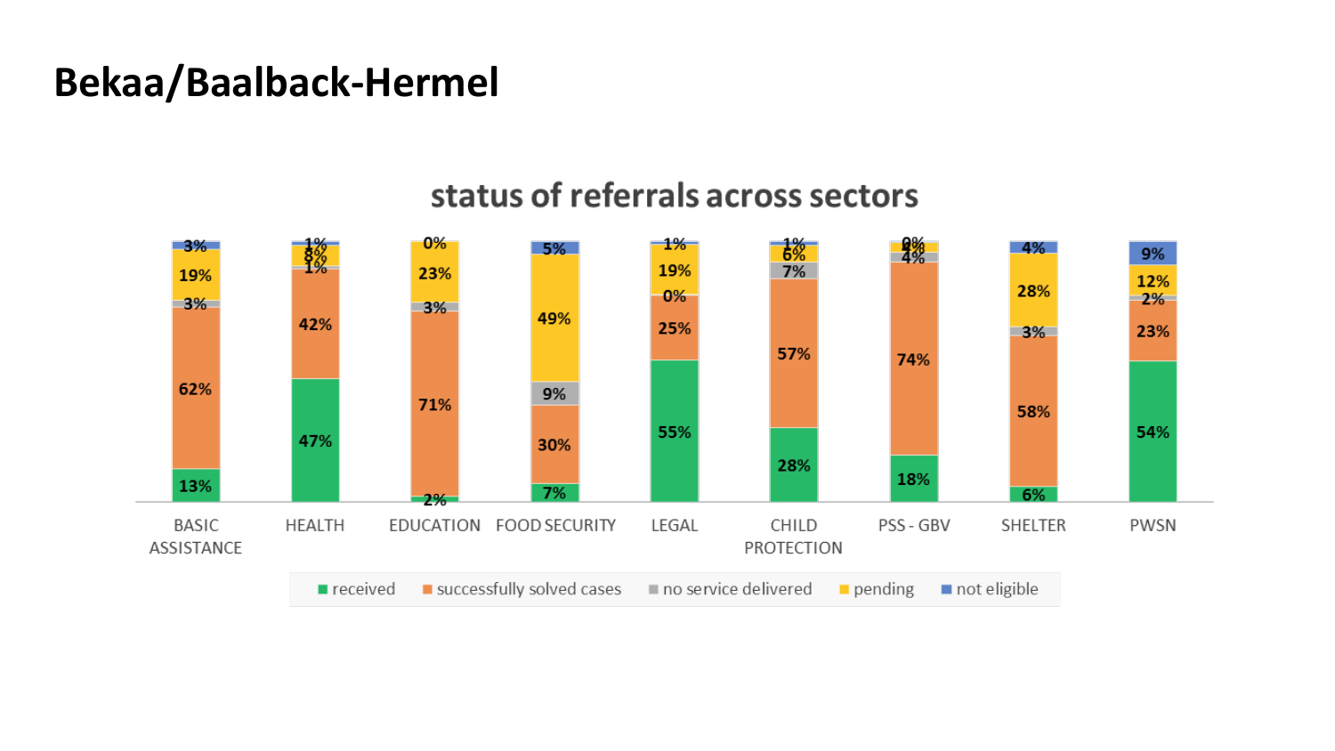# Bekaa/Baalback-Hermel

## status of referrals across sectors

| Sector | received | successfully solved cases | no service delivered | pending | not eligible |
|---|---|---|---|---|---|
| BASIC ASSISTANCE | 13% | 62% | 3% | 19% | 3% |
| HEALTH | 47% | 42% | 1% | 8% | 1% |
| EDUCATION | 2% | 71% | 3% | 23% | 0% |
| FOOD SECURITY | 7% | 30% | 9% | 49% | 5% |
| LEGAL | 55% | 25% | 0% | 19% | 1% |
| CHILD PROTECTION | 28% | 57% | 7% | 6% | 1% |
| PSS - GBV | 18% | 74% | 4% | 4% | 0% |
| SHELTER | 6% | 58% | 3% | 28% | 4% |
| PWSN | 54% | 23% | 2% | 12% | 9% |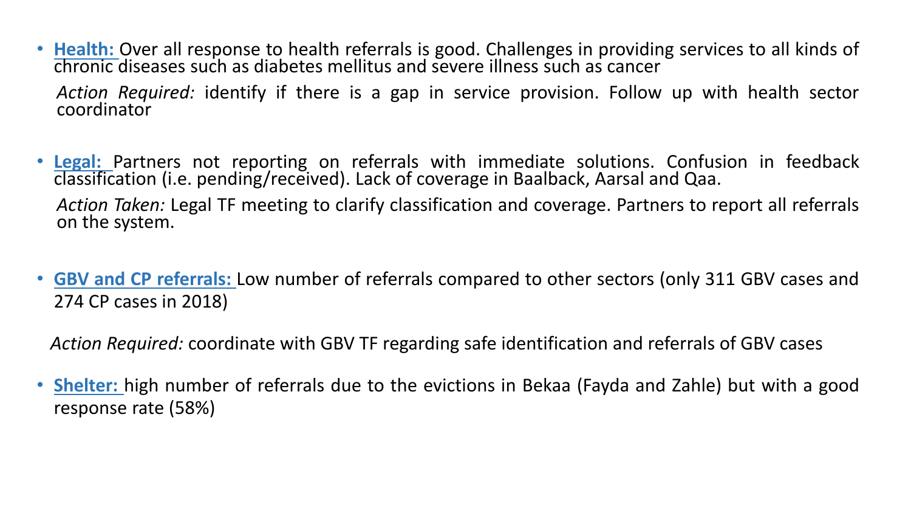- **Health:** Over all response to health referrals is good. Challenges in providing services to all kinds of chronic diseases such as diabetes mellitus and severe illness such as cancer

  *Action Required:* identify if there is a gap in service provision. Follow up with health sector coordinator

- **Legal:** Partners not reporting on referrals with immediate solutions. Confusion in feedback classification (i.e. pending/received). Lack of coverage in Baalback, Aarsal and Qaa.

  *Action Taken:* Legal TF meeting to clarify classification and coverage. Partners to report all referrals on the system.

- **GBV and CP referrals:** Low number of referrals compared to other sectors (only 311 GBV cases and 274 CP cases in 2018)

  *Action Required:* coordinate with GBV TF regarding safe identification and referrals of GBV cases

- **Shelter:** high number of referrals due to the evictions in Bekaa (Fayda and Zahle) but with a good response rate (58%)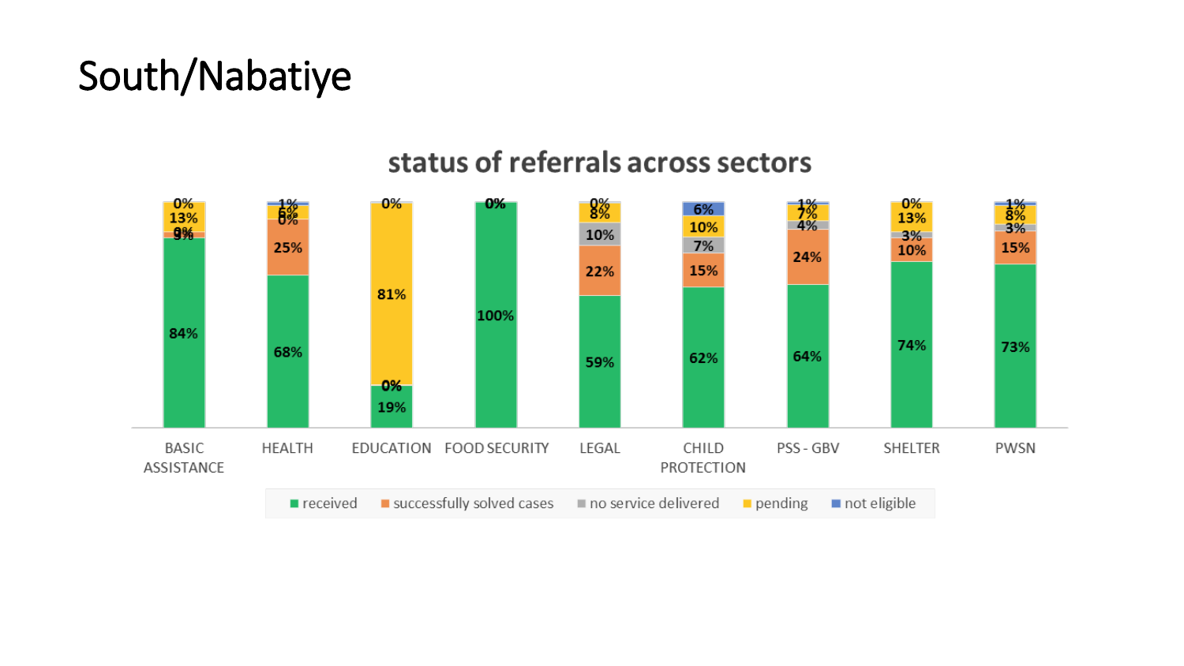# South/Nabatiye

## status of referrals across sectors

| Sector | received | successfully solved cases | no service delivered | pending | not eligible |
|---|---|---|---|---|---|
| BASIC ASSISTANCE | 84% | 3% | 0% | 13% | 0% |
| HEALTH | 68% | 25% | 0% | 6% | 1% |
| EDUCATION | 19% | 0% | | 81% | 0% |
| FOOD SECURITY | 100% | | | | 0% |
| LEGAL | 59% | 22% | 10% | 8% | 0% |
| CHILD PROTECTION | 62% | 15% | 7% | 10% | 6% |
| PSS - GBV | 64% | 24% | 4% | 7% | 1% |
| SHELTER | 74% | 10% | 3% | 13% | 0% |
| PWSN | 73% | 15% | 3% | 8% | 1% |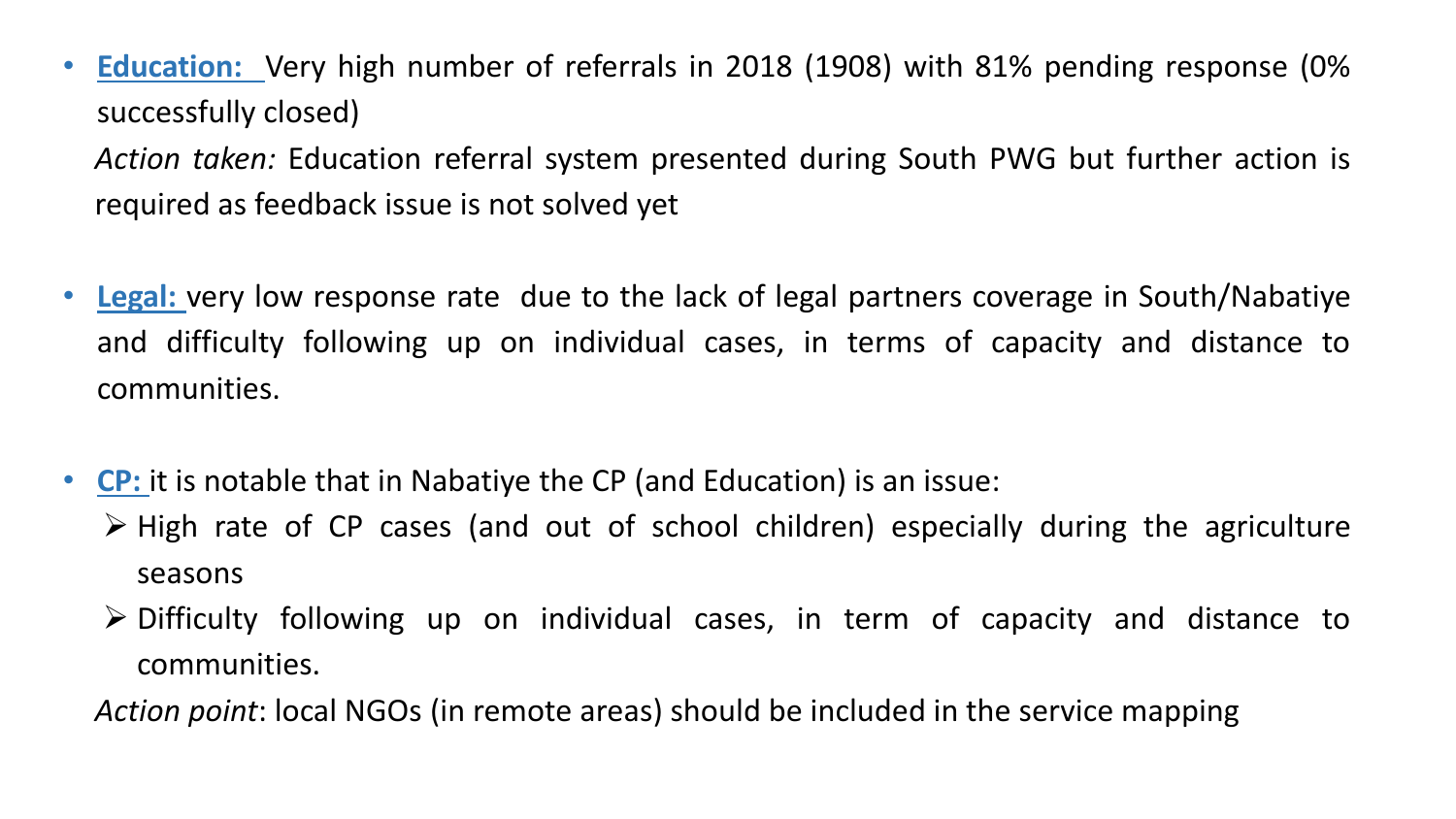- **Education:** Very high number of referrals in 2018 (1908) with 81% pending response (0% successfully closed)

  *Action taken:* Education referral system presented during South PWG but further action is required as feedback issue is not solved yet

- **Legal:** very low response rate due to the lack of legal partners coverage in South/Nabatiye and difficulty following up on individual cases, in terms of capacity and distance to communities.

- **CP:** it is notable that in Nabatiye the CP (and Education) is an issue:
  - High rate of CP cases (and out of school children) especially during the agriculture seasons
  - Difficulty following up on individual cases, in term of capacity and distance to communities.

  *Action point*: local NGOs (in remote areas) should be included in the service mapping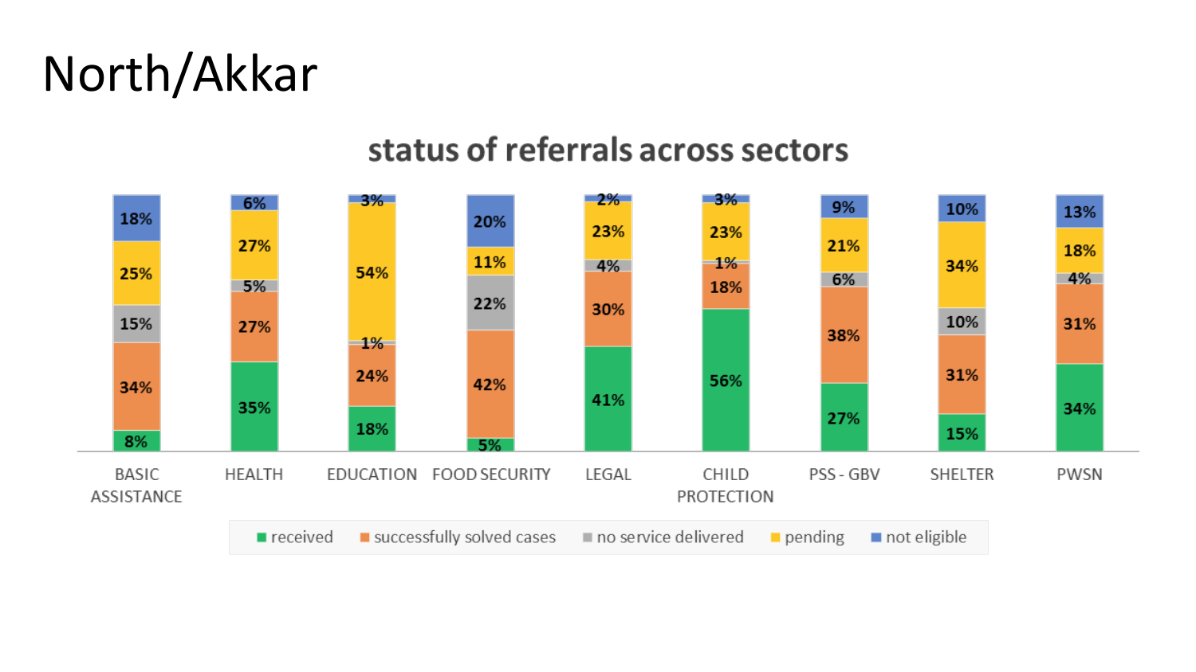# North/Akkar

## status of referrals across sectors

| Sector | received | successfully solved cases | no service delivered | pending | not eligible |
| --- | --- | --- | --- | --- | --- |
| BASIC ASSISTANCE | 8% | 34% | 15% | 25% | 18% |
| HEALTH | 35% | 27% | 5% | 27% | 6% |
| EDUCATION | 18% | 24% | 1% | 54% | 3% |
| FOOD SECURITY | 5% | 42% | 22% | 11% | 20% |
| LEGAL | 41% | 30% | 4% | 23% | 2% |
| CHILD PROTECTION | 56% | 18% | 1% | 23% | 3% |
| PSS - GBV | 27% | 38% | 6% | 21% | 9% |
| SHELTER | 15% | 31% | 10% | 34% | 10% |
| PWSN | 34% | 31% | 4% | 18% | 13% |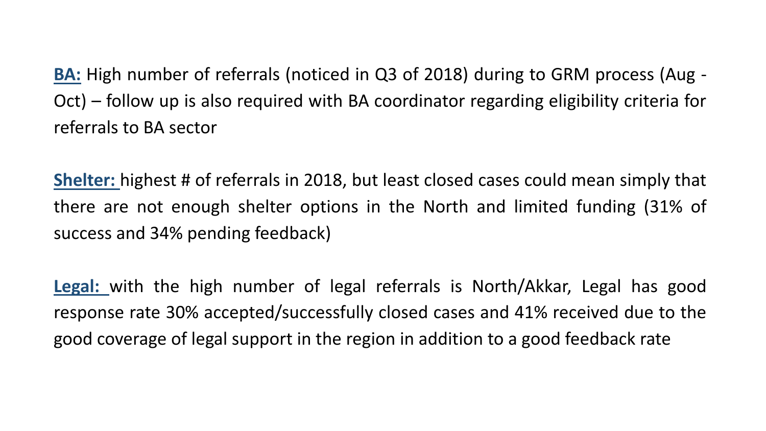**BA:** High number of referrals (noticed in Q3 of 2018) during to GRM process (Aug - Oct) – follow up is also required with BA coordinator regarding eligibility criteria for referrals to BA sector

**Shelter:** highest # of referrals in 2018, but least closed cases could mean simply that there are not enough shelter options in the North and limited funding (31% of success and 34% pending feedback)

**Legal:** with the high number of legal referrals is North/Akkar, Legal has good response rate 30% accepted/successfully closed cases and 41% received due to the good coverage of legal support in the region in addition to a good feedback rate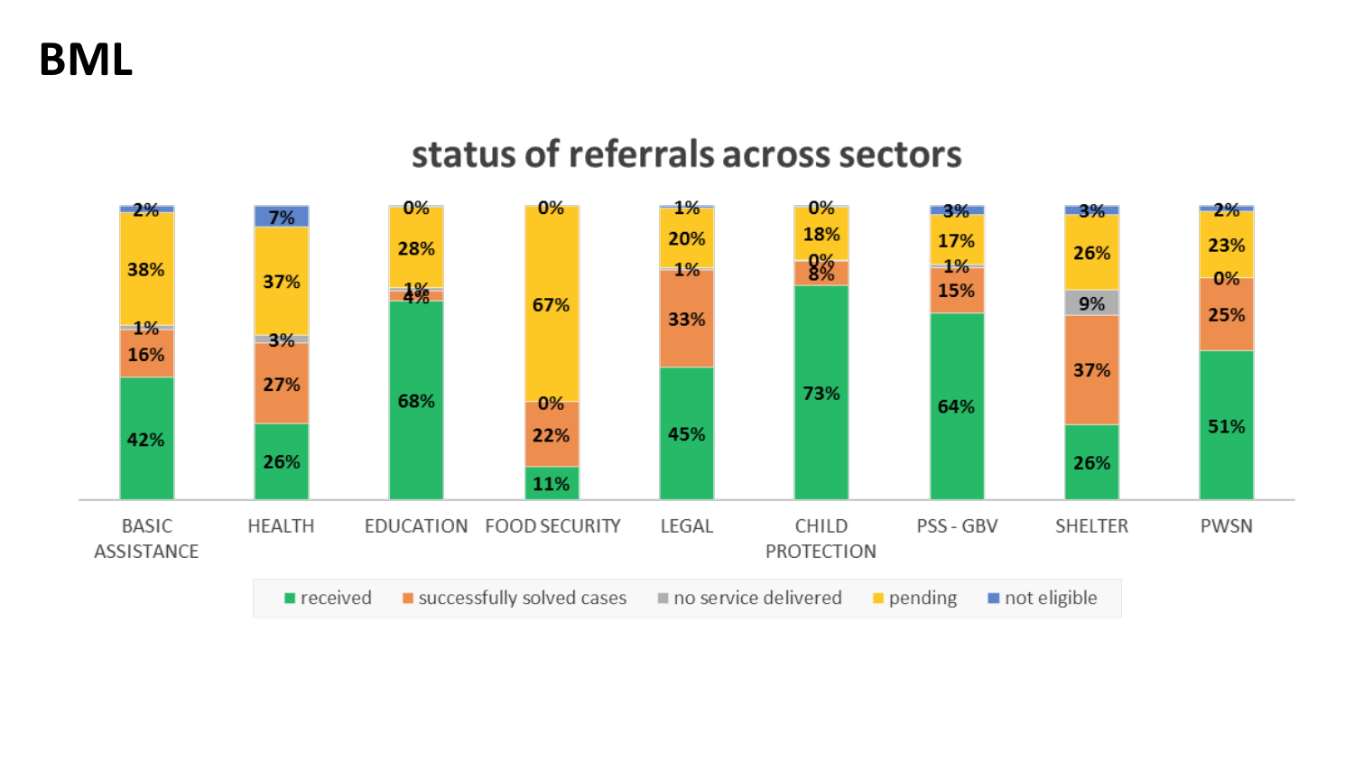# BML

## status of referrals across sectors

| Sector | received | successfully solved cases | no service delivered | pending | not eligible |
|---|---|---|---|---|---|
| BASIC ASSISTANCE | 42% | 16% | 1% | 38% | 2% |
| HEALTH | 26% | 27% | 3% | 37% | 7% |
| EDUCATION | 68% | 4% | 1% | 28% | 0% |
| FOOD SECURITY | 11% | 22% | 0% | 67% | 0% |
| LEGAL | 45% | 33% | 1% | 20% | 1% |
| CHILD PROTECTION | 73% | 8% | 0% | 18% | 0% |
| PSS - GBV | 64% | 15% | 1% | 17% | 3% |
| SHELTER | 26% | 37% | 9% | 26% | 3% |
| PWSN | 51% | 25% | 0% | 23% | 2% |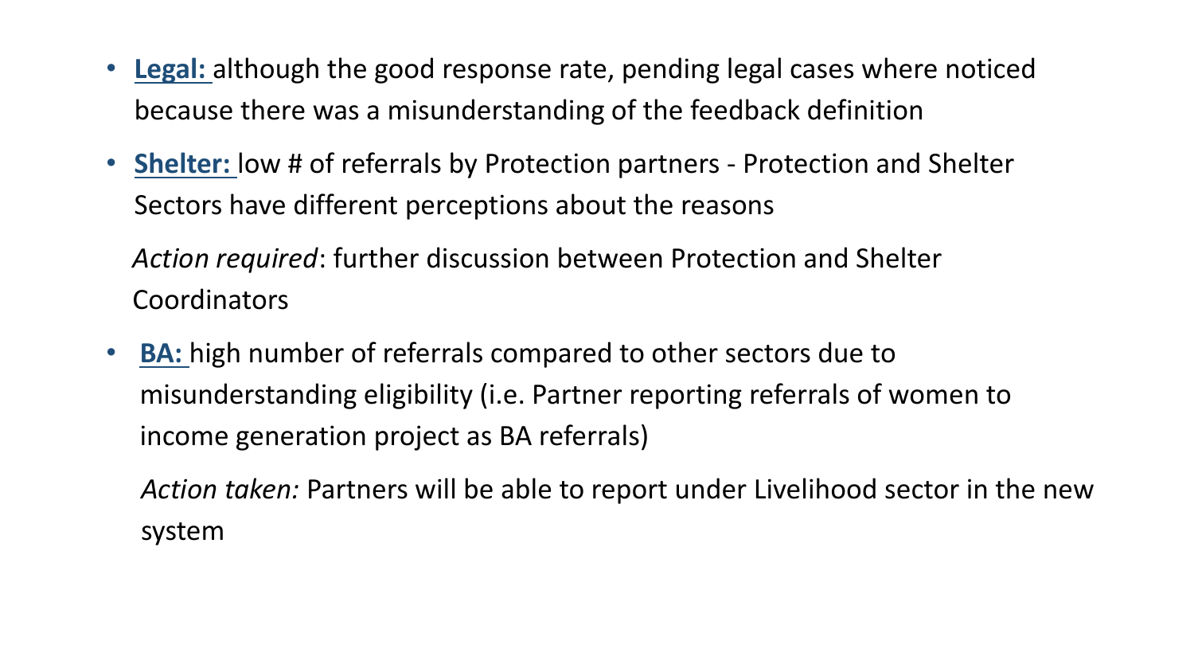- **Legal:** although the good response rate, pending legal cases where noticed because there was a misunderstanding of the feedback definition

- **Shelter:** low # of referrals by Protection partners - Protection and Shelter Sectors have different perceptions about the reasons

  *Action required*: further discussion between Protection and Shelter Coordinators

- **BA:** high number of referrals compared to other sectors due to misunderstanding eligibility (i.e. Partner reporting referrals of women to income generation project as BA referrals)

  *Action taken:* Partners will be able to report under Livelihood sector in the new system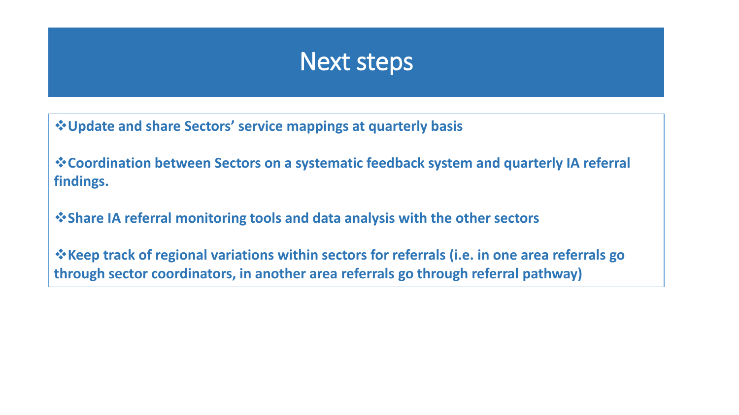# Next steps

- **Update and share Sectors' service mappings at quarterly basis**
- **Coordination between Sectors on a systematic feedback system and quarterly IA referral findings.**
- **Share IA referral monitoring tools and data analysis with the other sectors**
- **Keep track of regional variations within sectors for referrals (i.e. in one area referrals go through sector coordinators, in another area referrals go through referral pathway)**